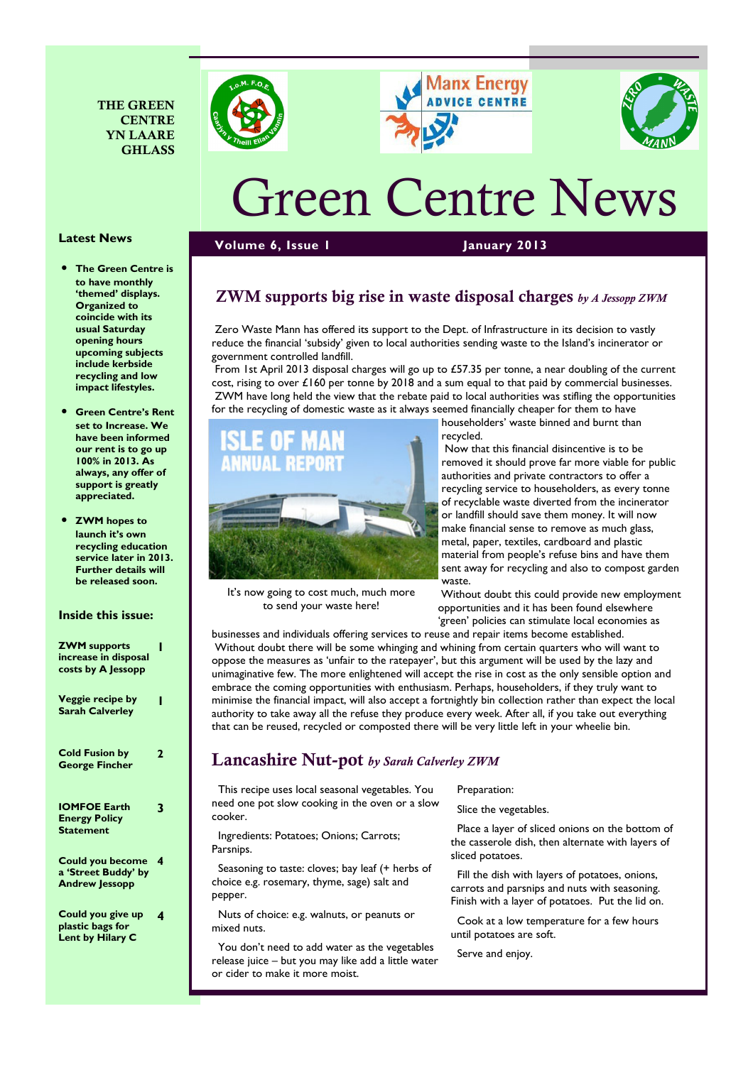THE GREEN CENTRE YN LAARE GHLASS

# Green Centre News

**Volume 6, Issue 1** **January 2013**

## Latest News

- **The Green Centre is to have monthly 'themed' displays. Organized to coincide with its usual Saturday opening hours upcoming subjects include kerbside recycling and low impact lifestyles.**
- **Green Centre's Rent set to Increase. We have been informed our rent is to go up 100% in 2013. As always, any offer of support is greatly appreciated.**
- **ZWM hopes to launch it's own recycling education service later in 2013. Further details will be released soon.**

## Inside this issue:

| | |
|---|---|
| **ZWM supports increase in disposal costs by A Jessopp** | **1** |
| **Veggie recipe by Sarah Calverley** | **1** |
| **Cold Fusion by George Fincher** | **2** |
| **IOMFOE Earth Energy Policy Statement** | **3** |
| **Could you become a 'Street Buddy' by Andrew Jessopp** | **4** |
| **Could you give up plastic bags for Lent by Hilary C** | **4** |

## ZWM supports big rise in waste disposal charges *by A Jessopp ZWM*

Zero Waste Mann has offered its support to the Dept. of Infrastructure in its decision to vastly reduce the financial 'subsidy' given to local authorities sending waste to the Island's incinerator or government controlled landfill.

From 1st April 2013 disposal charges will go up to £57.35 per tonne, a near doubling of the current cost, rising to over £160 per tonne by 2018 and a sum equal to that paid by commercial businesses.

ZWM have long held the view that the rebate paid to local authorities was stifling the opportunities for the recycling of domestic waste as it always seemed financially cheaper for them to have householders' waste binned and burnt than recycled.

It's now going to cost much, much more to send your waste here!

Now that this financial disincentive is to be removed it should prove far more viable for public authorities and private contractors to offer a recycling service to householders, as every tonne of recyclable waste diverted from the incinerator or landfill should save them money. It will now make financial sense to remove as much glass, metal, paper, textiles, cardboard and plastic material from people's refuse bins and have them sent away for recycling and also to compost garden waste.

Without doubt this could provide new employment opportunities and it has been found elsewhere 'green' policies can stimulate local economies as businesses and individuals offering services to reuse and repair items become established.

Without doubt there will be some whinging and whining from certain quarters who will want to oppose the measures as 'unfair to the ratepayer', but this argument will be used by the lazy and unimaginative few. The more enlightened will accept the rise in cost as the only sensible option and embrace the coming opportunities with enthusiasm. Perhaps, householders, if they truly want to minimise the financial impact, will also accept a fortnightly bin collection rather than expect the local authority to take away all the refuse they produce every week. After all, if you take out everything that can be reused, recycled or composted there will be very little left in your wheelie bin.

## Lancashire Nut-pot *by Sarah Calverley ZWM*

This recipe uses local seasonal vegetables. You need one pot slow cooking in the oven or a slow cooker.

Ingredients: Potatoes; Onions; Carrots; Parsnips.

Seasoning to taste: cloves; bay leaf (+ herbs of choice e.g. rosemary, thyme, sage) salt and pepper.

Nuts of choice: e.g. walnuts, or peanuts or mixed nuts.

You don't need to add water as the vegetables release juice – but you may like add a little water or cider to make it more moist.

Preparation:

Slice the vegetables.

Place a layer of sliced onions on the bottom of the casserole dish, then alternate with layers of sliced potatoes.

Fill the dish with layers of potatoes, onions, carrots and parsnips and nuts with seasoning. Finish with a layer of potatoes. Put the lid on.

Cook at a low temperature for a few hours until potatoes are soft.

Serve and enjoy.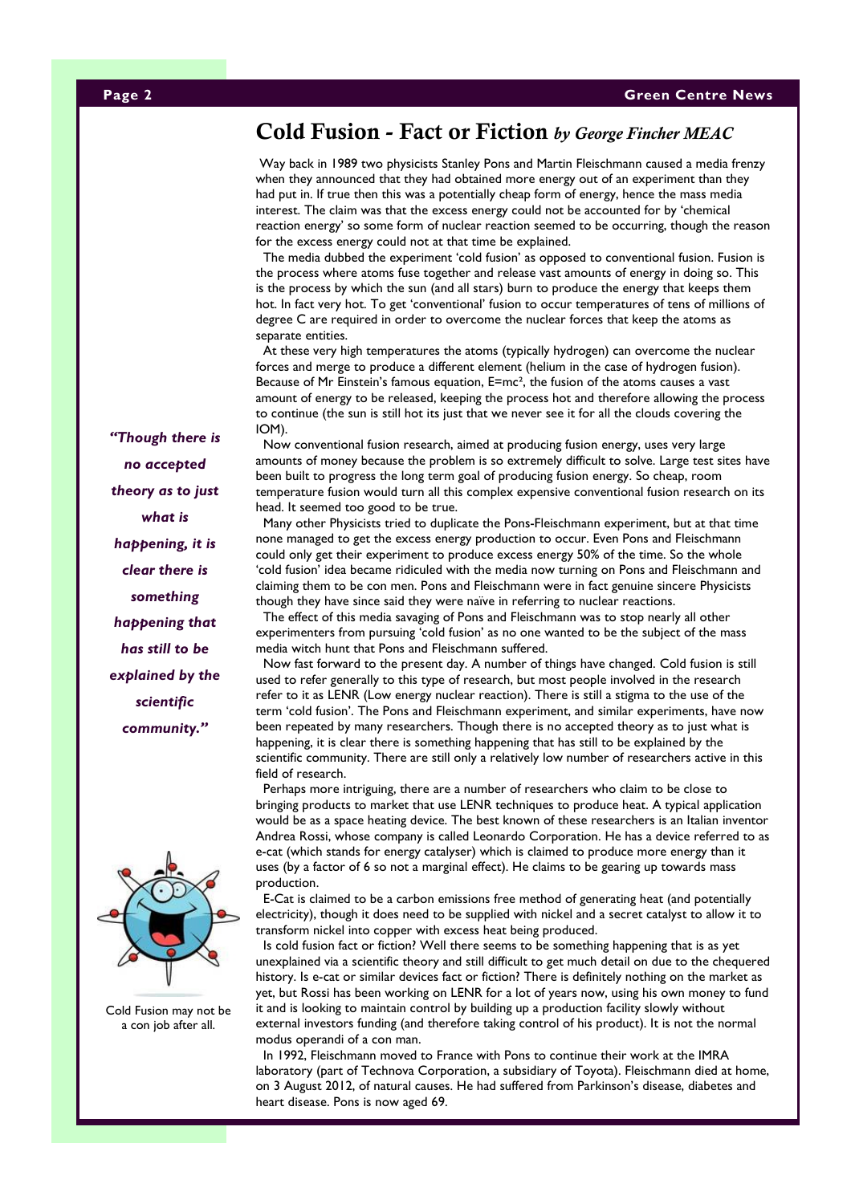# Cold Fusion - Fact or Fiction *by George Fincher MEAC*

Way back in 1989 two physicists Stanley Pons and Martin Fleischmann caused a media frenzy when they announced that they had obtained more energy out of an experiment than they had put in. If true then this was a potentially cheap form of energy, hence the mass media interest. The claim was that the excess energy could not be accounted for by 'chemical reaction energy' so some form of nuclear reaction seemed to be occurring, though the reason for the excess energy could not at that time be explained.

The media dubbed the experiment 'cold fusion' as opposed to conventional fusion. Fusion is the process where atoms fuse together and release vast amounts of energy in doing so. This is the process by which the sun (and all stars) burn to produce the energy that keeps them hot. In fact very hot. To get 'conventional' fusion to occur temperatures of tens of millions of degree C are required in order to overcome the nuclear forces that keep the atoms as separate entities.

At these very high temperatures the atoms (typically hydrogen) can overcome the nuclear forces and merge to produce a different element (helium in the case of hydrogen fusion). Because of Mr Einstein's famous equation, $E=mc^2$, the fusion of the atoms causes a vast amount of energy to be released, keeping the process hot and therefore allowing the process to continue (the sun is still hot its just that we never see it for all the clouds covering the IOM).

Now conventional fusion research, aimed at producing fusion energy, uses very large amounts of money because the problem is so extremely difficult to solve. Large test sites have been built to progress the long term goal of producing fusion energy. So cheap, room temperature fusion would turn all this complex expensive conventional fusion research on its head. It seemed too good to be true.

Many other Physicists tried to duplicate the Pons-Fleischmann experiment, but at that time none managed to get the excess energy production to occur. Even Pons and Fleischmann could only get their experiment to produce excess energy 50% of the time. So the whole 'cold fusion' idea became ridiculed with the media now turning on Pons and Fleischmann and claiming them to be con men. Pons and Fleischmann were in fact genuine sincere Physicists though they have since said they were naïve in referring to nuclear reactions.

The effect of this media savaging of Pons and Fleischmann was to stop nearly all other experimenters from pursuing 'cold fusion' as no one wanted to be the subject of the mass media witch hunt that Pons and Fleischmann suffered.

Now fast forward to the present day. A number of things have changed. Cold fusion is still used to refer generally to this type of research, but most people involved in the research refer to it as LENR (Low energy nuclear reaction). There is still a stigma to the use of the term 'cold fusion'. The Pons and Fleischmann experiment, and similar experiments, have now been repeated by many researchers. Though there is no accepted theory as to just what is happening, it is clear there is something happening that has still to be explained by the scientific community. There are still only a relatively low number of researchers active in this field of research.

> ***"Though there is no accepted theory as to just what is happening, it is clear there is something happening that has still to be explained by the scientific community."***

Perhaps more intriguing, there are a number of researchers who claim to be close to bringing products to market that use LENR techniques to produce heat. A typical application would be as a space heating device. The best known of these researchers is an Italian inventor Andrea Rossi, whose company is called Leonardo Corporation. He has a device referred to as e-cat (which stands for energy catalyser) which is claimed to produce more energy than it uses (by a factor of 6 so not a marginal effect). He claims to be gearing up towards mass production.

E-Cat is claimed to be a carbon emissions free method of generating heat (and potentially electricity), though it does need to be supplied with nickel and a secret catalyst to allow it to transform nickel into copper with excess heat being produced.

Is cold fusion fact or fiction? Well there seems to be something happening that is as yet unexplained via a scientific theory and still difficult to get much detail on due to the chequered history. Is e-cat or similar devices fact or fiction? There is definitely nothing on the market as yet, but Rossi has been working on LENR for a lot of years now, using his own money to fund it and is looking to maintain control by building up a production facility slowly without external investors funding (and therefore taking control of his product). It is not the normal modus operandi of a con man.

In 1992, Fleischmann moved to France with Pons to continue their work at the IMRA laboratory (part of Technova Corporation, a subsidiary of Toyota). Fleischmann died at home, on 3 August 2012, of natural causes. He had suffered from Parkinson's disease, diabetes and heart disease. Pons is now aged 69.

Cold Fusion may not be a con job after all.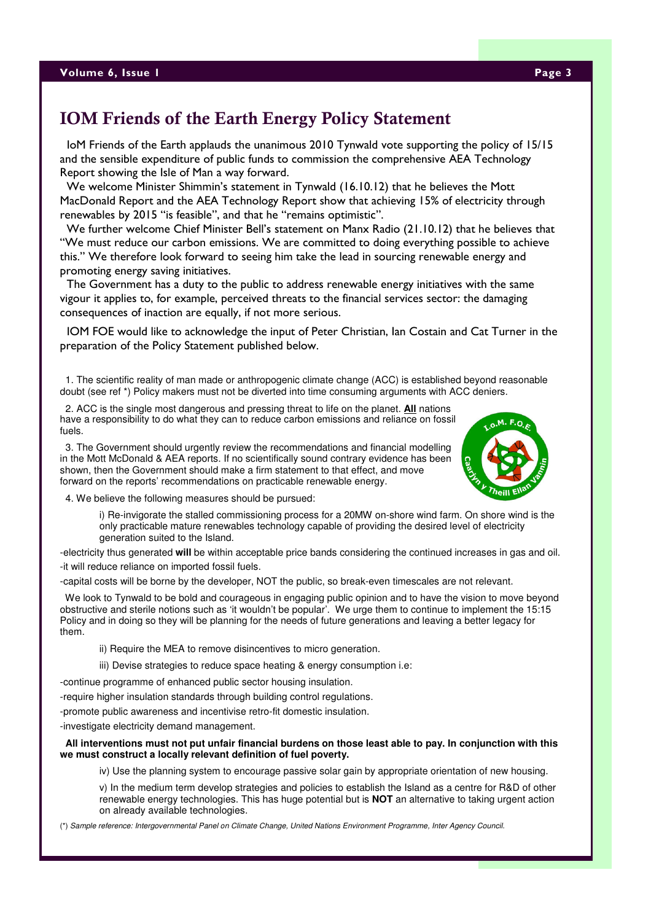# IOM Friends of the Earth Energy Policy Statement

IoM Friends of the Earth applauds the unanimous 2010 Tynwald vote supporting the policy of 15/15 and the sensible expenditure of public funds to commission the comprehensive AEA Technology Report showing the Isle of Man a way forward.

We welcome Minister Shimmin's statement in Tynwald (16.10.12) that he believes the Mott MacDonald Report and the AEA Technology Report show that achieving 15% of electricity through renewables by 2015 "is feasible", and that he "remains optimistic".

We further welcome Chief Minister Bell's statement on Manx Radio (21.10.12) that he believes that "We must reduce our carbon emissions. We are committed to doing everything possible to achieve this." We therefore look forward to seeing him take the lead in sourcing renewable energy and promoting energy saving initiatives.

The Government has a duty to the public to address renewable energy initiatives with the same vigour it applies to, for example, perceived threats to the financial services sector: the damaging consequences of inaction are equally, if not more serious.

IOM FOE would like to acknowledge the input of Peter Christian, Ian Costain and Cat Turner in the preparation of the Policy Statement published below.

1. The scientific reality of man made or anthropogenic climate change (ACC) is established beyond reasonable doubt (see ref *) Policy makers must not be diverted into time consuming arguments with ACC deniers.

2. ACC is the single most dangerous and pressing threat to life on the planet. **All** nations have a responsibility to do what they can to reduce carbon emissions and reliance on fossil fuels.

3. The Government should urgently review the recommendations and financial modelling in the Mott McDonald & AEA reports. If no scientifically sound contrary evidence has been shown, then the Government should make a firm statement to that effect, and move forward on the reports' recommendations on practicable renewable energy.

4. We believe the following measures should be pursued:

i) Re-invigorate the stalled commissioning process for a 20MW on-shore wind farm. On shore wind is the only practicable mature renewables technology capable of providing the desired level of electricity generation suited to the Island.

-electricity thus generated **will** be within acceptable price bands considering the continued increases in gas and oil.

-it will reduce reliance on imported fossil fuels.

-capital costs will be borne by the developer, NOT the public, so break-even timescales are not relevant.

We look to Tynwald to be bold and courageous in engaging public opinion and to have the vision to move beyond obstructive and sterile notions such as 'it wouldn't be popular'. We urge them to continue to implement the 15:15 Policy and in doing so they will be planning for the needs of future generations and leaving a better legacy for them.

ii) Require the MEA to remove disincentives to micro generation.

iii) Devise strategies to reduce space heating & energy consumption i.e:

-continue programme of enhanced public sector housing insulation.

-require higher insulation standards through building control regulations.

-promote public awareness and incentivise retro-fit domestic insulation.

-investigate electricity demand management.

**All interventions must not put unfair financial burdens on those least able to pay. In conjunction with this we must construct a locally relevant definition of fuel poverty.**

iv) Use the planning system to encourage passive solar gain by appropriate orientation of new housing.

v) In the medium term develop strategies and policies to establish the Island as a centre for R&D of other renewable energy technologies. This has huge potential but is **NOT** an alternative to taking urgent action on already available technologies.

(*) *Sample reference: Intergovernmental Panel on Climate Change, United Nations Environment Programme, Inter Agency Council.*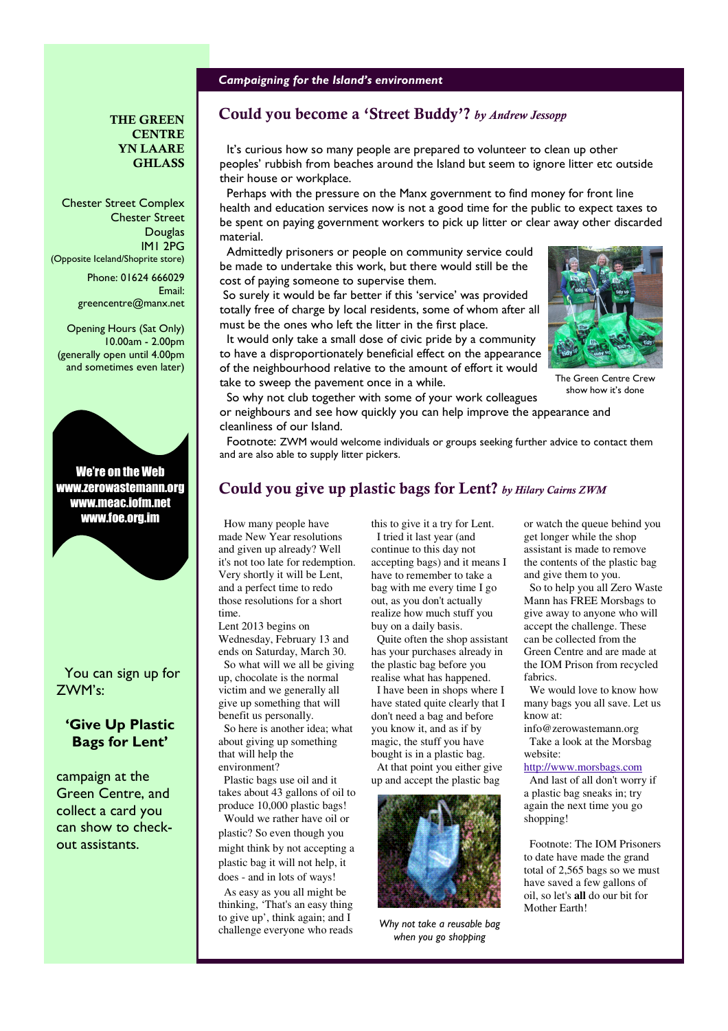**THE GREEN CENTRE YN LAARE GHLASS**

Chester Street Complex
Chester Street
Douglas
IM1 2PG
(Opposite Iceland/Shoprite store)

Phone: 01624 666029
Email:
greencentre@manx.net

Opening Hours (Sat Only)
10.00am - 2.00pm
(generally open until 4.00pm and sometimes even later)

**We're on the Web**
**www.zerowastemann.org**
**www.meac.iofm.net**
**www.foe.org.im**

You can sign up for ZWM's:

**'Give Up Plastic Bags for Lent'**

campaign at the Green Centre, and collect a card you can show to check-out assistants.

*Campaigning for the Island's environment*

## Could you become a 'Street Buddy'? *by Andrew Jessopp*

It's curious how so many people are prepared to volunteer to clean up other peoples' rubbish from beaches around the Island but seem to ignore litter etc outside their house or workplace.

Perhaps with the pressure on the Manx government to find money for front line health and education services now is not a good time for the public to expect taxes to be spent on paying government workers to pick up litter or clear away other discarded material.

Admittedly prisoners or people on community service could be made to undertake this work, but there would still be the cost of paying someone to supervise them.

So surely it would be far better if this 'service' was provided totally free of charge by local residents, some of whom after all must be the ones who left the litter in the first place.

It would only take a small dose of civic pride by a community to have a disproportionately beneficial effect on the appearance of the neighbourhood relative to the amount of effort it would take to sweep the pavement once in a while.

So why not club together with some of your work colleagues or neighbours and see how quickly you can help improve the appearance and cleanliness of our Island.

The Green Centre Crew show how it's done

Footnote: ZWM would welcome individuals or groups seeking further advice to contact them and are also able to supply litter pickers.

## Could you give up plastic bags for Lent? *by Hilary Cairns ZWM*

How many people have made New Year resolutions and given up already? Well it's not too late for redemption. Very shortly it will be Lent, and a perfect time to redo those resolutions for a short time.

Lent 2013 begins on Wednesday, February 13 and ends on Saturday, March 30.

So what will we all be giving up, chocolate is the normal victim and we generally all give up something that will benefit us personally.

So here is another idea; what about giving up something that will help the environment?

Plastic bags use oil and it takes about 43 gallons of oil to produce 10,000 plastic bags!

Would we rather have oil or plastic? So even though you might think by not accepting a plastic bag it will not help, it does - and in lots of ways!

As easy as you all might be thinking, 'That's an easy thing to give up', think again; and I challenge everyone who reads this to give it a try for Lent.

I tried it last year (and continue to this day not accepting bags) and it means I have to remember to take a bag with me every time I go out, as you don't actually realize how much stuff you buy on a daily basis.

Quite often the shop assistant has your purchases already in the plastic bag before you realise what has happened.

I have been in shops where I have stated quite clearly that I don't need a bag and before you know it, and as if by magic, the stuff you have bought is in a plastic bag.

At that point you either give up and accept the plastic bag or watch the queue behind you get longer while the shop assistant is made to remove the contents of the plastic bag and give them to you.

*Why not take a reusable bag when you go shopping*

So to help you all Zero Waste Mann has FREE Morsbags to give away to anyone who will accept the challenge. These can be collected from the Green Centre and are made at the IOM Prison from recycled fabrics.

We would love to know how many bags you all save. Let us know at:
info@zerowastemann.org

Take a look at the Morsbag website:
http://www.morsbags.com

And last of all don't worry if a plastic bag sneaks in; try again the next time you go shopping!

Footnote: The IOM Prisoners to date have made the grand total of 2,565 bags so we must have saved a few gallons of oil, so let's **all** do our bit for Mother Earth!